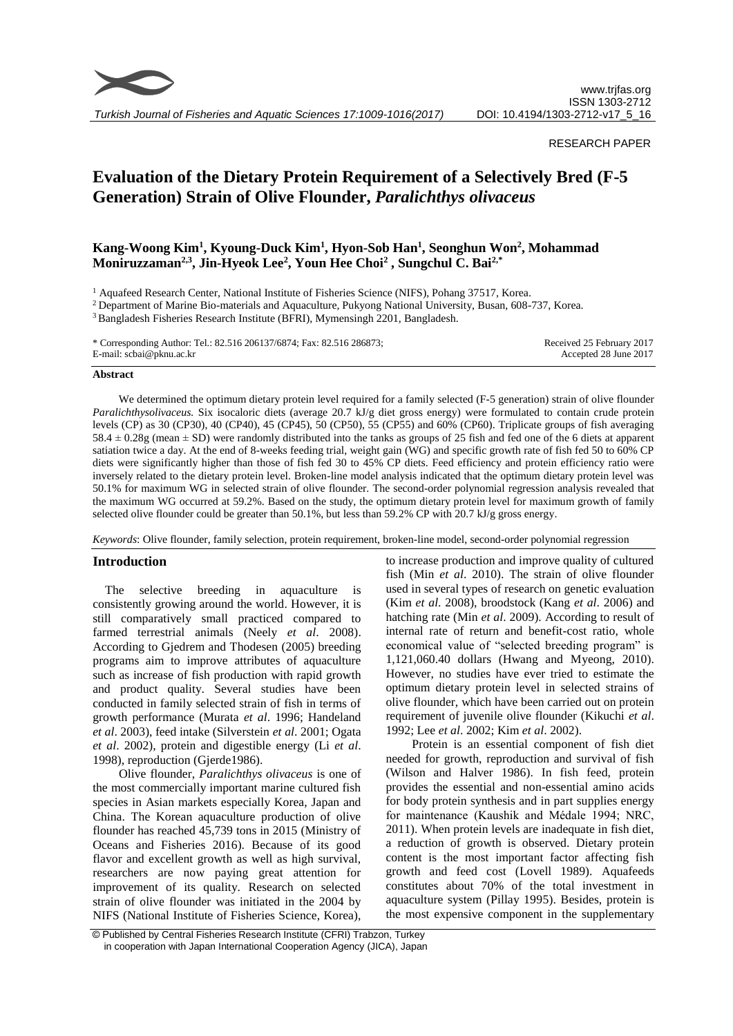RESEARCH PAPER

# Evaluation of the Dietary Protein Requirement of a Selectively Bred (F-5 Generation) Strain of Olive Flounder, *Paralichthys olivaceus*

**Kang-Woong Kim[1], Kyoung-Duck Kim[1], Hyon-Sob Han[1], Seonghun Won[2], Mohammad Moniruzzaman[2,3], Jin-Hyeok Lee[2], Youn Hee Choi[2], Sungchul C. Bai[2,*]**

[1] Aquafeed Research Center, National Institute of Fisheries Science (NIFS), Pohang 37517, Korea.
[2] Department of Marine Bio-materials and Aquaculture, Pukyong National University, Busan, 608-737, Korea.
[3] Bangladesh Fisheries Research Institute (BFRI), Mymensingh 2201, Bangladesh.

\* Corresponding Author: Tel.: 82.516 206137/6874; Fax: 82.516 286873;
E-mail: scbai@pknu.ac.kr

Received 25 February 2017
Accepted 28 June 2017

## Abstract

We determined the optimum dietary protein level required for a family selected (F-5 generation) strain of olive flounder *Paralichthysolivaceus.* Six isocaloric diets (average 20.7 kJ/g diet gross energy) were formulated to contain crude protein levels (CP) as 30 (CP30), 40 (CP40), 45 (CP45), 50 (CP50), 55 (CP55) and 60% (CP60). Triplicate groups of fish averaging $58.4 \pm 0.28$g (mean $\pm$ SD) were randomly distributed into the tanks as groups of 25 fish and fed one of the 6 diets at apparent satiation twice a day. At the end of 8-weeks feeding trial, weight gain (WG) and specific growth rate of fish fed 50 to 60% CP diets were significantly higher than those of fish fed 30 to 45% CP diets. Feed efficiency and protein efficiency ratio were inversely related to the dietary protein level. Broken-line model analysis indicated that the optimum dietary protein level was 50.1% for maximum WG in selected strain of olive flounder. The second-order polynomial regression analysis revealed that the maximum WG occurred at 59.2%. Based on the study, the optimum dietary protein level for maximum growth of family selected olive flounder could be greater than 50.1%, but less than 59.2% CP with 20.7 kJ/g gross energy.

*Keywords*: Olive flounder, family selection, protein requirement, broken-line model, second-order polynomial regression

## Introduction

The selective breeding in aquaculture is consistently growing around the world. However, it is still comparatively small practiced compared to farmed terrestrial animals (Neely *et al*. 2008). According to Gjedrem and Thodesen (2005) breeding programs aim to improve attributes of aquaculture such as increase of fish production with rapid growth and product quality. Several studies have been conducted in family selected strain of fish in terms of growth performance (Murata *et al*. 1996; Handeland *et al*. 2003), feed intake (Silverstein *et al*. 2001; Ogata *et al*. 2002), protein and digestible energy (Li *et al*. 1998), reproduction (Gjerde1986).

Olive flounder, *Paralichthys olivaceus* is one of the most commercially important marine cultured fish species in Asian markets especially Korea, Japan and China. The Korean aquaculture production of olive flounder has reached 45,739 tons in 2015 (Ministry of Oceans and Fisheries 2016). Because of its good flavor and excellent growth as well as high survival, researchers are now paying great attention for improvement of its quality. Research on selected strain of olive flounder was initiated in the 2004 by NIFS (National Institute of Fisheries Science, Korea), to increase production and improve quality of cultured fish (Min *et al*. 2010). The strain of olive flounder used in several types of research on genetic evaluation (Kim *et al.* 2008), broodstock (Kang *et al*. 2006) and hatching rate (Min *et al*. 2009). According to result of internal rate of return and benefit-cost ratio, whole economical value of "selected breeding program" is 1,121,060.40 dollars (Hwang and Myeong, 2010). However, no studies have ever tried to estimate the optimum dietary protein level in selected strains of olive flounder, which have been carried out on protein requirement of juvenile olive flounder (Kikuchi *et al*. 1992; Lee *et al*. 2002; Kim *et al*. 2002).

Protein is an essential component of fish diet needed for growth, reproduction and survival of fish (Wilson and Halver 1986). In fish feed, protein provides the essential and non-essential amino acids for body protein synthesis and in part supplies energy for maintenance (Kaushik and Médale 1994; NRC, 2011). When protein levels are inadequate in fish diet, a reduction of growth is observed. Dietary protein content is the most important factor affecting fish growth and feed cost (Lovell 1989). Aquafeeds constitutes about 70% of the total investment in aquaculture system (Pillay 1995). Besides, protein is the most expensive component in the supplementary

© Published by Central Fisheries Research Institute (CFRI) Trabzon, Turkey in cooperation with Japan International Cooperation Agency (JICA), Japan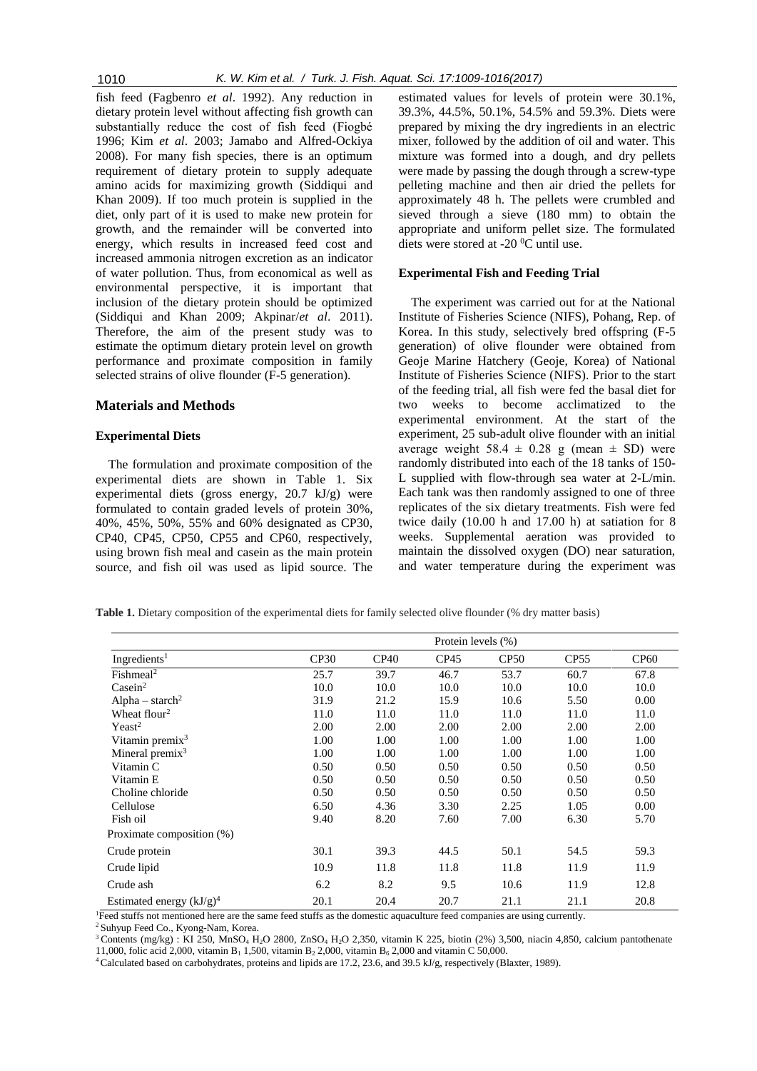fish feed (Fagbenro *et al*. 1992). Any reduction in dietary protein level without affecting fish growth can substantially reduce the cost of fish feed (Fiogbé 1996; Kim *et al*. 2003; Jamabo and Alfred-Ockiya 2008). For many fish species, there is an optimum requirement of dietary protein to supply adequate amino acids for maximizing growth (Siddiqui and Khan 2009). If too much protein is supplied in the diet, only part of it is used to make new protein for growth, and the remainder will be converted into energy, which results in increased feed cost and increased ammonia nitrogen excretion as an indicator of water pollution. Thus, from economical as well as environmental perspective, it is important that inclusion of the dietary protein should be optimized (Siddiqui and Khan 2009; Akpinar/*et al*. 2011). Therefore, the aim of the present study was to estimate the optimum dietary protein level on growth performance and proximate composition in family selected strains of olive flounder (F-5 generation).

## Materials and Methods

### Experimental Diets

The formulation and proximate composition of the experimental diets are shown in Table 1. Six experimental diets (gross energy, 20.7 kJ/g) were formulated to contain graded levels of protein 30%, 40%, 45%, 50%, 55% and 60% designated as CP30, CP40, CP45, CP50, CP55 and CP60, respectively, using brown fish meal and casein as the main protein source, and fish oil was used as lipid source. The estimated values for levels of protein were 30.1%, 39.3%, 44.5%, 50.1%, 54.5% and 59.3%. Diets were prepared by mixing the dry ingredients in an electric mixer, followed by the addition of oil and water. This mixture was formed into a dough, and dry pellets were made by passing the dough through a screw-type pelleting machine and then air dried the pellets for approximately 48 h. The pellets were crumbled and sieved through a sieve (180 mm) to obtain the appropriate and uniform pellet size. The formulated diets were stored at -20 $^{0}$C until use.

### Experimental Fish and Feeding Trial

The experiment was carried out for at the National Institute of Fisheries Science (NIFS), Pohang, Rep. of Korea. In this study, selectively bred offspring (F-5 generation) of olive flounder were obtained from Geoje Marine Hatchery (Geoje, Korea) of National Institute of Fisheries Science (NIFS). Prior to the start of the feeding trial, all fish were fed the basal diet for two weeks to become acclimatized to the experimental environment. At the start of the experiment, 25 sub-adult olive flounder with an initial average weight 58.4 ± 0.28 g (mean ± SD) were randomly distributed into each of the 18 tanks of 150-L supplied with flow-through sea water at 2-L/min. Each tank was then randomly assigned to one of three replicates of the six dietary treatments. Fish were fed twice daily (10.00 h and 17.00 h) at satiation for 8 weeks. Supplemental aeration was provided to maintain the dissolved oxygen (DO) near saturation, and water temperature during the experiment was

**Table 1.** Dietary composition of the experimental diets for family selected olive flounder (% dry matter basis)

| | Protein levels (%) | | | | | |
|---|---|---|---|---|---|---|
| Ingredients[1] | CP30 | CP40 | CP45 | CP50 | CP55 | CP60 |
| Fishmeal[2] | 25.7 | 39.7 | 46.7 | 53.7 | 60.7 | 67.8 |
| Casein[2] | 10.0 | 10.0 | 10.0 | 10.0 | 10.0 | 10.0 |
| Alpha – starch[2] | 31.9 | 21.2 | 15.9 | 10.6 | 5.50 | 0.00 |
| Wheat flour[2] | 11.0 | 11.0 | 11.0 | 11.0 | 11.0 | 11.0 |
| Yeast[2] | 2.00 | 2.00 | 2.00 | 2.00 | 2.00 | 2.00 |
| Vitamin premix[3] | 1.00 | 1.00 | 1.00 | 1.00 | 1.00 | 1.00 |
| Mineral premix[3] | 1.00 | 1.00 | 1.00 | 1.00 | 1.00 | 1.00 |
| Vitamin C | 0.50 | 0.50 | 0.50 | 0.50 | 0.50 | 0.50 |
| Vitamin E | 0.50 | 0.50 | 0.50 | 0.50 | 0.50 | 0.50 |
| Choline chloride | 0.50 | 0.50 | 0.50 | 0.50 | 0.50 | 0.50 |
| Cellulose | 6.50 | 4.36 | 3.30 | 2.25 | 1.05 | 0.00 |
| Fish oil | 9.40 | 8.20 | 7.60 | 7.00 | 6.30 | 5.70 |
| Proximate composition (%) | | | | | | |
| Crude protein | 30.1 | 39.3 | 44.5 | 50.1 | 54.5 | 59.3 |
| Crude lipid | 10.9 | 11.8 | 11.8 | 11.8 | 11.9 | 11.9 |
| Crude ash | 6.2 | 8.2 | 9.5 | 10.6 | 11.9 | 12.8 |
| Estimated energy (kJ/g)[4] | 20.1 | 20.4 | 20.7 | 21.1 | 21.1 | 20.8 |

[1]Feed stuffs not mentioned here are the same feed stuffs as the domestic aquaculture feed companies are using currently.
[2]Suhyup Feed Co., Kyong-Nam, Korea.
[3]Contents (mg/kg) : KI 250, $MnSO_4$ $H_2O$ 2800, $ZnSO_4$ $H_2O$ 2,350, vitamin K 225, biotin (2%) 3,500, niacin 4,850, calcium pantothenate 11,000, folic acid 2,000, vitamin $B_1$ 1,500, vitamin $B_2$ 2,000, vitamin $B_6$ 2,000 and vitamin C 50,000.
[4]Calculated based on carbohydrates, proteins and lipids are 17.2, 23.6, and 39.5 kJ/g, respectively (Blaxter, 1989).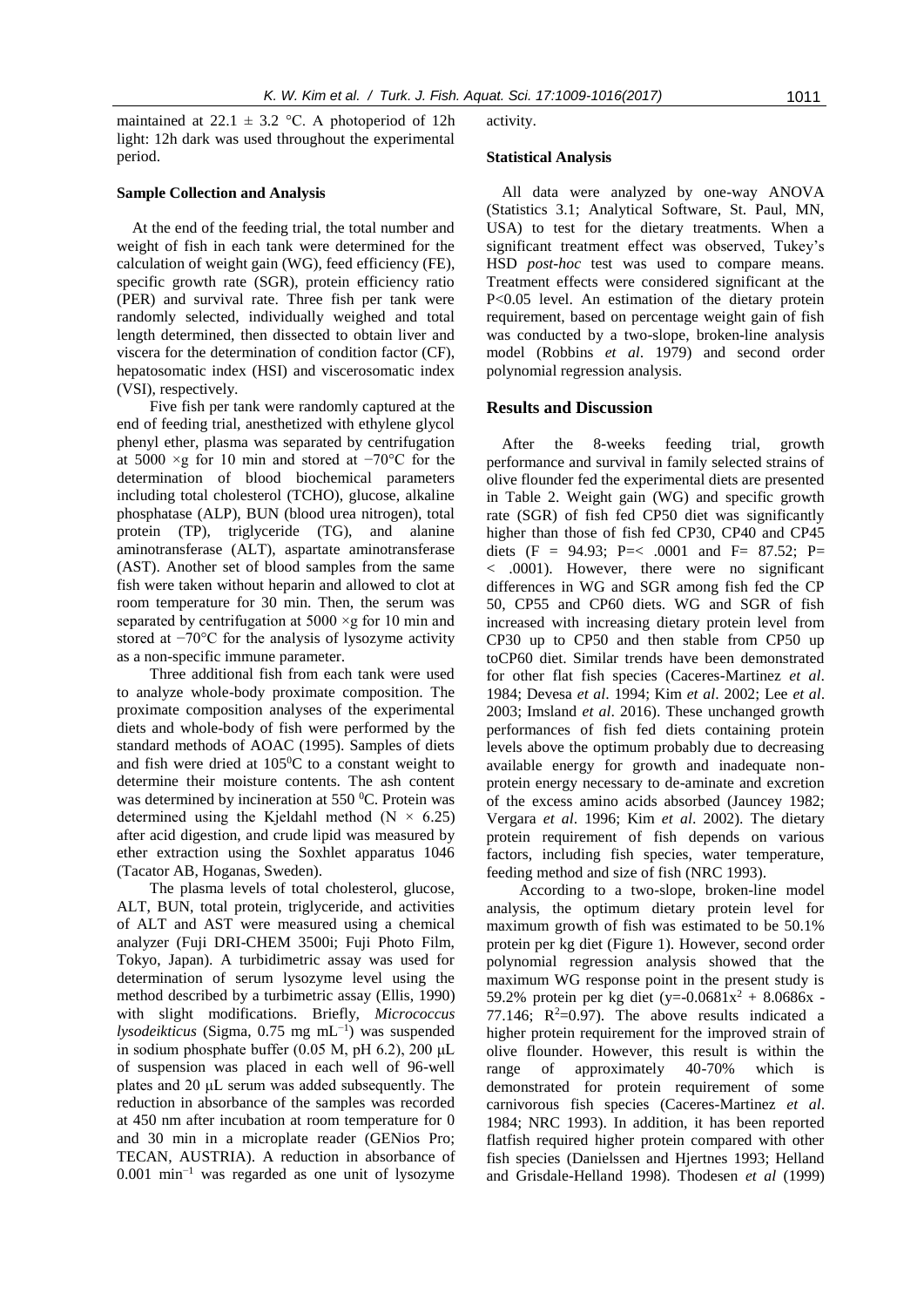maintained at 22.1 ± 3.2 °C. A photoperiod of 12h light: 12h dark was used throughout the experimental period.

### Sample Collection and Analysis

At the end of the feeding trial, the total number and weight of fish in each tank were determined for the calculation of weight gain (WG), feed efficiency (FE), specific growth rate (SGR), protein efficiency ratio (PER) and survival rate. Three fish per tank were randomly selected, individually weighed and total length determined, then dissected to obtain liver and viscera for the determination of condition factor (CF), hepatosomatic index (HSI) and viscerosomatic index (VSI), respectively.

Five fish per tank were randomly captured at the end of feeding trial, anesthetized with ethylene glycol phenyl ether, plasma was separated by centrifugation at 5000 ×g for 10 min and stored at −70°C for the determination of blood biochemical parameters including total cholesterol (TCHO), glucose, alkaline phosphatase (ALP), BUN (blood urea nitrogen), total protein (TP), triglyceride (TG), and alanine aminotransferase (ALT), aspartate aminotransferase (AST). Another set of blood samples from the same fish were taken without heparin and allowed to clot at room temperature for 30 min. Then, the serum was separated by centrifugation at 5000 ×g for 10 min and stored at −70°C for the analysis of lysozyme activity as a non-specific immune parameter.

Three additional fish from each tank were used to analyze whole-body proximate composition. The proximate composition analyses of the experimental diets and whole-body of fish were performed by the standard methods of AOAC (1995). Samples of diets and fish were dried at 105 °C to a constant weight to determine their moisture contents. The ash content was determined by incineration at 550 °C. Protein was determined using the Kjeldahl method (N × 6.25) after acid digestion, and crude lipid was measured by ether extraction using the Soxhlet apparatus 1046 (Tacator AB, Hoganas, Sweden).

The plasma levels of total cholesterol, glucose, ALT, BUN, total protein, triglyceride, and activities of ALT and AST were measured using a chemical analyzer (Fuji DRI-CHEM 3500i; Fuji Photo Film, Tokyo, Japan). A turbidimetric assay was used for determination of serum lysozyme level using the method described by a turbimetric assay (Ellis, 1990) with slight modifications. Briefly, *Micrococcus lysodeikticus* (Sigma, 0.75 mg $mL^{-1}$) was suspended in sodium phosphate buffer (0.05 M, pH 6.2), 200 μL of suspension was placed in each well of 96-well plates and 20 μL serum was added subsequently. The reduction in absorbance of the samples was recorded at 450 nm after incubation at room temperature for 0 and 30 min in a microplate reader (GENios Pro; TECAN, AUSTRIA). A reduction in absorbance of 0.001 $min^{-1}$ was regarded as one unit of lysozyme activity.

### Statistical Analysis

All data were analyzed by one-way ANOVA (Statistics 3.1; Analytical Software, St. Paul, MN, USA) to test for the dietary treatments. When a significant treatment effect was observed, Tukey's HSD *post-hoc* test was used to compare means. Treatment effects were considered significant at the P<0.05 level. An estimation of the dietary protein requirement, based on percentage weight gain of fish was conducted by a two-slope, broken-line analysis model (Robbins *et al*. 1979) and second order polynomial regression analysis.

## Results and Discussion

After the 8-weeks feeding trial, growth performance and survival in family selected strains of olive flounder fed the experimental diets are presented in Table 2. Weight gain (WG) and specific growth rate (SGR) of fish fed CP50 diet was significantly higher than those of fish fed CP30, CP40 and CP45 diets (F = 94.93; P=< .0001 and F= 87.52; P= < .0001). However, there were no significant differences in WG and SGR among fish fed the CP 50, CP55 and CP60 diets. WG and SGR of fish increased with increasing dietary protein level from CP30 up to CP50 and then stable from CP50 up toCP60 diet. Similar trends have been demonstrated for other flat fish species (Caceres-Martinez *et al*. 1984; Devesa *et al*. 1994; Kim *et al*. 2002; Lee *et al*. 2003; Imsland *et al*. 2016). These unchanged growth performances of fish fed diets containing protein levels above the optimum probably due to decreasing available energy for growth and inadequate non-protein energy necessary to de-aminate and excretion of the excess amino acids absorbed (Jauncey 1982; Vergara *et al*. 1996; Kim *et al*. 2002). The dietary protein requirement of fish depends on various factors, including fish species, water temperature, feeding method and size of fish (NRC 1993).

According to a two-slope, broken-line model analysis, the optimum dietary protein level for maximum growth of fish was estimated to be 50.1% protein per kg diet (Figure 1). However, second order polynomial regression analysis showed that the maximum WG response point in the present study is 59.2% protein per kg diet ($y=-0.0681x^2 + 8.0686x - 77.146$; $R^2=0.97$). The above results indicated a higher protein requirement for the improved strain of olive flounder. However, this result is within the range of approximately 40-70% which is demonstrated for protein requirement of some carnivorous fish species (Caceres-Martinez *et al*. 1984; NRC 1993). In addition, it has been reported flatfish required higher protein compared with other fish species (Danielssen and Hjertnes 1993; Helland and Grisdale-Helland 1998). Thodesen *et al* (1999)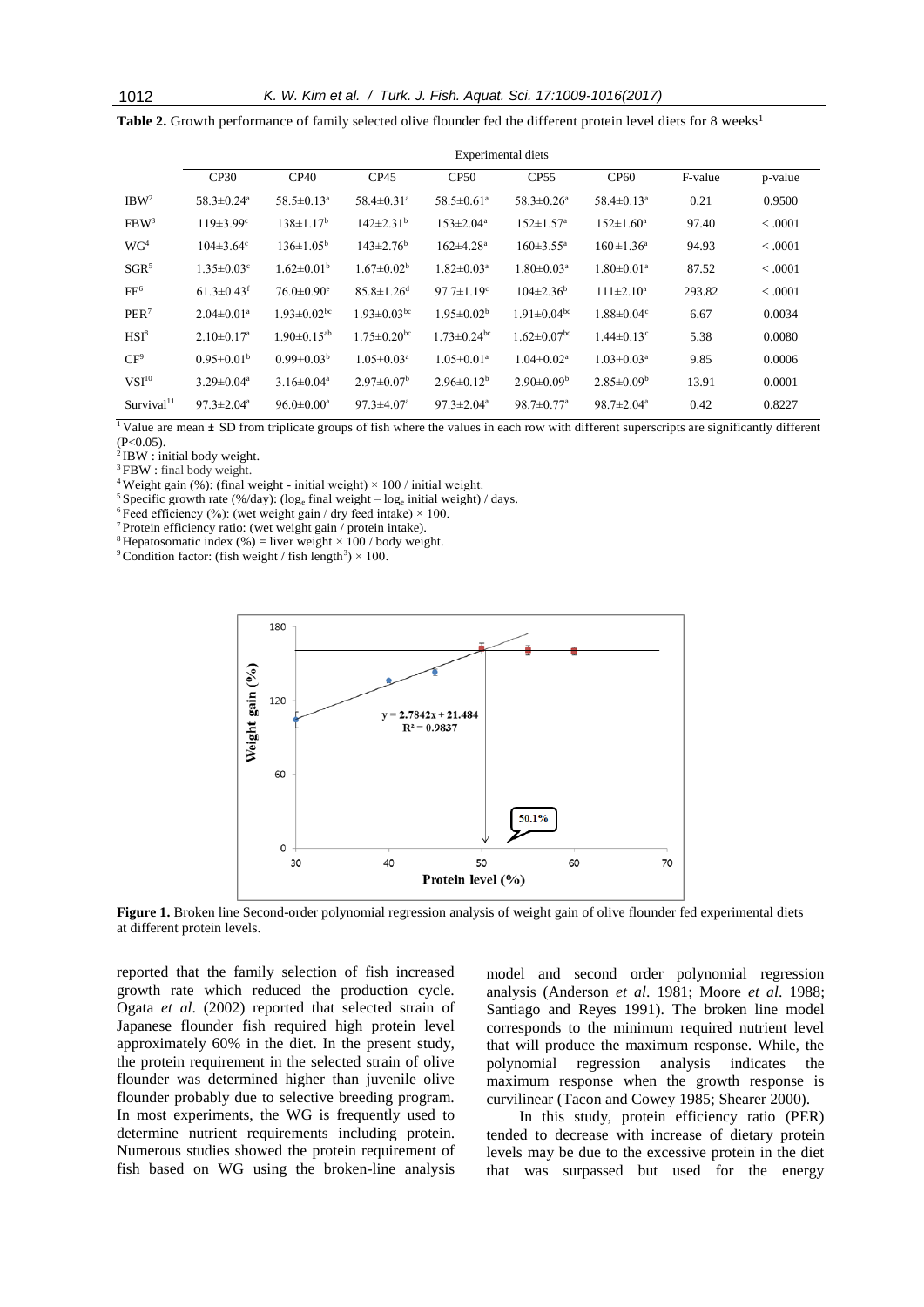**Table 2.** Growth performance of family selected olive flounder fed the different protein level diets for 8 weeks[1]

| | Experimental diets | | | | | | | |
|---|---|---|---|---|---|---|---|---|
| | CP30 | CP40 | CP45 | CP50 | CP55 | CP60 | F-value | p-value |
| IBW[2] | 58.3±0.24[a] | 58.5±0.13[a] | 58.4±0.31[a] | 58.5±0.61[a] | 58.3±0.26[a] | 58.4±0.13[a] | 0.21 | 0.9500 |
| FBW[3] | 119±3.99[c] | 138±1.17[b] | 142±2.31[b] | 153±2.04[a] | 152±1.57[a] | 152±1.60[a] | 97.40 | < .0001 |
| WG[4] | 104±3.64[c] | 136±1.05[b] | 143±2.76[b] | 162±4.28[a] | 160±3.55[a] | 160±1.36[a] | 94.93 | < .0001 |
| SGR[5] | 1.35±0.03[c] | 1.62±0.01[b] | 1.67±0.02[b] | 1.82±0.03[a] | 1.80±0.03[a] | 1.80±0.01[a] | 87.52 | < .0001 |
| FE[6] | 61.3±0.43[f] | 76.0±0.90[e] | 85.8±1.26[d] | 97.7±1.19[c] | 104±2.36[b] | 111±2.10[a] | 293.82 | < .0001 |
| PER[7] | 2.04±0.01[a] | 1.93±0.02[bc] | 1.93±0.03[bc] | 1.95±0.02[b] | 1.91±0.04[bc] | 1.88±0.04[c] | 6.67 | 0.0034 |
| HSI[8] | 2.10±0.17[a] | 1.90±0.15[ab] | 1.75±0.20[bc] | 1.73±0.24[bc] | 1.62±0.07[bc] | 1.44±0.13[c] | 5.38 | 0.0080 |
| CF[9] | 0.95±0.01[b] | 0.99±0.03[b] | 1.05±0.03[a] | 1.05±0.01[a] | 1.04±0.02[a] | 1.03±0.03[a] | 9.85 | 0.0006 |
| VSI[10] | 3.29±0.04[a] | 3.16±0.04[a] | 2.97±0.07[b] | 2.96±0.12[b] | 2.90±0.09[b] | 2.85±0.09[b] | 13.91 | 0.0001 |
| Survival[11] | 97.3±2.04[a] | 96.0±0.00[a] | 97.3±4.07[a] | 97.3±2.04[a] | 98.7±0.77[a] | 98.7±2.04[a] | 0.42 | 0.8227 |

[1] Value are mean ± SD from triplicate groups of fish where the values in each row with different superscripts are significantly different ($P<0.05$).
[2] IBW : initial body weight.
[3] FBW : final body weight.
[4] Weight gain (%): (final weight - initial weight) × 100 / initial weight.
[5] Specific growth rate (%/day): ($\log_e$ final weight – $\log_e$ initial weight) / days.
[6] Feed efficiency (%): (wet weight gain / dry feed intake) × 100.
[7] Protein efficiency ratio: (wet weight gain / protein intake).
[8] Hepatosomatic index (%) = liver weight × 100 / body weight.
[9] Condition factor: (fish weight / fish length$^3$) × 100.

**Figure 1.** Broken line Second-order polynomial regression analysis of weight gain of olive flounder fed experimental diets at different protein levels.

reported that the family selection of fish increased growth rate which reduced the production cycle. Ogata *et al*. (2002) reported that selected strain of Japanese flounder fish required high protein level approximately 60% in the diet. In the present study, the protein requirement in the selected strain of olive flounder was determined higher than juvenile olive flounder probably due to selective breeding program. In most experiments, the WG is frequently used to determine nutrient requirements including protein. Numerous studies showed the protein requirement of fish based on WG using the broken-line analysis model and second order polynomial regression analysis (Anderson *et al*. 1981; Moore *et al*. 1988; Santiago and Reyes 1991). The broken line model corresponds to the minimum required nutrient level that will produce the maximum response. While, the polynomial regression analysis indicates the maximum response when the growth response is curvilinear (Tacon and Cowey 1985; Shearer 2000).

In this study, protein efficiency ratio (PER) tended to decrease with increase of dietary protein levels may be due to the excessive protein in the diet that was surpassed but used for the energy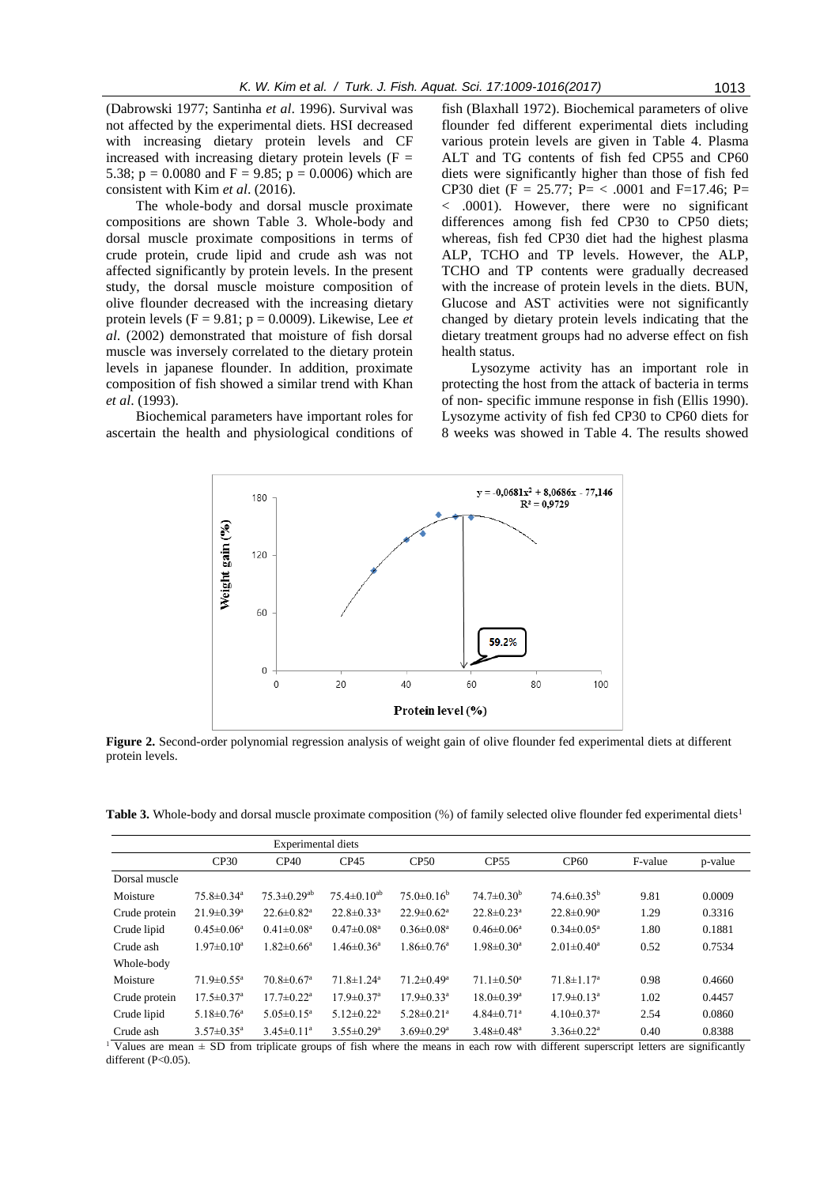(Dabrowski 1977; Santinha *et al*. 1996). Survival was not affected by the experimental diets. HSI decreased with increasing dietary protein levels and CF increased with increasing dietary protein levels ($F = 5.38$; $p = 0.0080$ and $F = 9.85$; $p = 0.0006$) which are consistent with Kim *et al*. (2016).

The whole-body and dorsal muscle proximate compositions are shown Table 3. Whole-body and dorsal muscle proximate compositions in terms of crude protein, crude lipid and crude ash was not affected significantly by protein levels. In the present study, the dorsal muscle moisture composition of olive flounder decreased with the increasing dietary protein levels ($F = 9.81$; $p = 0.0009$). Likewise, Lee *et al*. (2002) demonstrated that moisture of fish dorsal muscle was inversely correlated to the dietary protein levels in japanese flounder. In addition, proximate composition of fish showed a similar trend with Khan *et al*. (1993).

Biochemical parameters have important roles for ascertain the health and physiological conditions of fish (Blaxhall 1972). Biochemical parameters of olive flounder fed different experimental diets including various protein levels are given in Table 4. Plasma ALT and TG contents of fish fed CP55 and CP60 diets were significantly higher than those of fish fed CP30 diet ($F = 25.77$; $P < .0001$ and $F=17.46$; $P < .0001$). However, there were no significant differences among fish fed CP30 to CP50 diets; whereas, fish fed CP30 diet had the highest plasma ALP, TCHO and TP levels. However, the ALP, TCHO and TP contents were gradually decreased with the increase of protein levels in the diets. BUN, Glucose and AST activities were not significantly changed by dietary protein levels indicating that the dietary treatment groups had no adverse effect on fish health status.

Lysozyme activity has an important role in protecting the host from the attack of bacteria in terms of non- specific immune response in fish (Ellis 1990). Lysozyme activity of fish fed CP30 to CP60 diets for 8 weeks was showed in Table 4. The results showed

**Figure 2.** Second-order polynomial regression analysis of weight gain of olive flounder fed experimental diets at different protein levels.

**Table 3.** Whole-body and dorsal muscle proximate composition (%) of family selected olive flounder fed experimental diets[1]

| | Experimental diets | | | | | | | |
|---|---|---|---|---|---|---|---|---|
| | CP30 | CP40 | CP45 | CP50 | CP55 | CP60 | F-value | p-value |
| Dorsal muscle | | | | | | | | |
| Moisture | 75.8±0.34[a] | 75.3±0.29[ab] | 75.4±0.10[ab] | 75.0±0.16[b] | 74.7±0.30[b] | 74.6±0.35[b] | 9.81 | 0.0009 |
| Crude protein | 21.9±0.39[a] | 22.6±0.82[a] | 22.8±0.33[a] | 22.9±0.62[a] | 22.8±0.23[a] | 22.8±0.90[a] | 1.29 | 0.3316 |
| Crude lipid | 0.45±0.06[a] | 0.41±0.08[a] | 0.47±0.08[a] | 0.36±0.08[a] | 0.46±0.06[a] | 0.34±0.05[a] | 1.80 | 0.1881 |
| Crude ash | 1.97±0.10[a] | 1.82±0.66[a] | 1.46±0.36[a] | 1.86±0.76[a] | 1.98±0.30[a] | 2.01±0.40[a] | 0.52 | 0.7534 |
| Whole-body | | | | | | | | |
| Moisture | 71.9±0.55[a] | 70.8±0.67[a] | 71.8±1.24[a] | 71.2±0.49[a] | 71.1±0.50[a] | 71.8±1.17[a] | 0.98 | 0.4660 |
| Crude protein | 17.5±0.37[a] | 17.7±0.22[a] | 17.9±0.37[a] | 17.9±0.33[a] | 18.0±0.39[a] | 17.9±0.13[a] | 1.02 | 0.4457 |
| Crude lipid | 5.18±0.76[a] | 5.05±0.15[a] | 5.12±0.22[a] | 5.28±0.21[a] | 4.84±0.71[a] | 4.10±0.37[a] | 2.54 | 0.0860 |
| Crude ash | 3.57±0.35[a] | 3.45±0.11[a] | 3.55±0.29[a] | 3.69±0.29[a] | 3.48±0.48[a] | 3.36±0.22[a] | 0.40 | 0.8388 |

[1] Values are mean ± SD from triplicate groups of fish where the means in each row with different superscript letters are significantly different (P<0.05).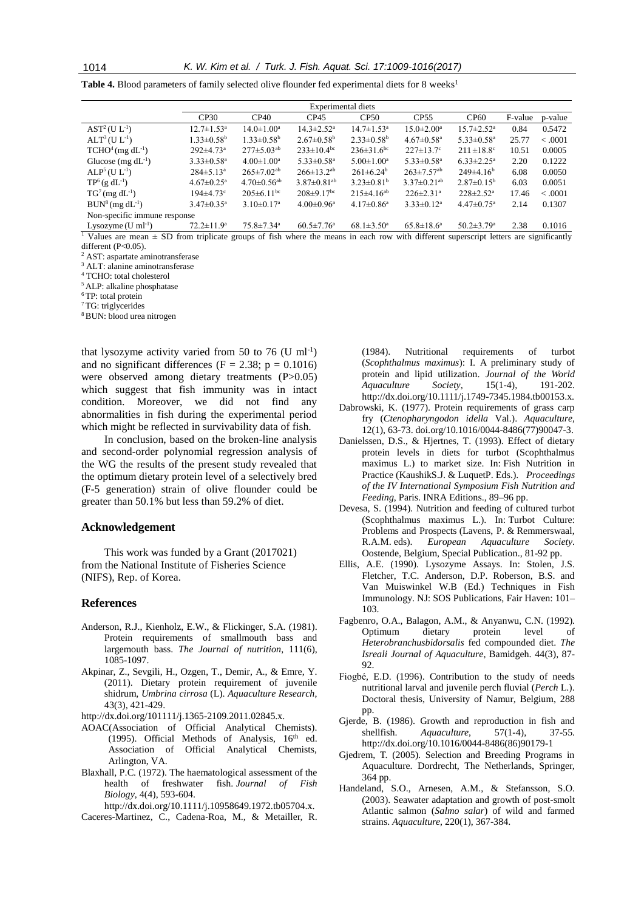**Table 4.** Blood parameters of family selected olive flounder fed experimental diets for 8 weeks[1]

| | Experimental diets | | | | | | | |
|---|---|---|---|---|---|---|---|---|
| | CP30 | CP40 | CP45 | CP50 | CP55 | CP60 | F-value | p-value |
| AST[2] ($U L^{-1}$) | 12.7±1.53[a] | 14.0±1.00[a] | 14.3±2.52[a] | 14.7±1.53[a] | 15.0±2.00[a] | 15.7±2.52[a] | 0.84 | 0.5472 |
| ALT[3] ($U L^{-1}$) | 1.33±0.58[b] | 1.33±0.58[b] | 2.67±0.58[b] | 2.33±0.58[b] | 4.67±0.58[a] | 5.33±0.58[a] | 25.77 | < .0001 |
| TCHO[4] ($mg\ dL^{-1}$) | 292±4.73[a] | 277±5.03[ab] | 233±10.4[bc] | 236±31.6[bc] | 227±13.7[c] | 211 ±18.8[c] | 10.51 | 0.0005 |
| Glucose ($mg\ dL^{-1}$) | 3.33±0.58[a] | 4.00±1.00[a] | 5.33±0.58[a] | 5.00±1.00[a] | 5.33±0.58[a] | 6.33±2.25[a] | 2.20 | 0.1222 |
| ALP[5] ($U L^{-1}$) | 284±5.13[a] | 265±7.02[ab] | 266±13.2[ab] | 261±6.24[b] | 263±7.57[ab] | 249±4.16[b] | 6.08 | 0.0050 |
| TP[6] ($g\ dL^{-1}$) | 4.67±0.25[a] | 4.70±0.56[ab] | 3.87±0.81[ab] | 3.23±0.81[b] | 3.37±0.21[ab] | 2.87±0.15[b] | 6.03 | 0.0051 |
| TG[7] ($mg\ dL^{-1}$) | 194±4.73[c] | 205±6.11[bc] | 208±9.17[bc] | 215±4.16[ab] | 226±2.31[a] | 228±2.52[a] | 17.46 | < .0001 |
| BUN[8] ($mg\ dL^{-1}$) | 3.47±0.35[a] | 3.10±0.17[a] | 4.00±0.96[a] | 4.17±0.86[a] | 3.33±0.12[a] | 4.47±0.75[a] | 2.14 | 0.1307 |
| Non-specific immune response | | | | | | | | |
| Lysozyme ($U\ ml^{-1}$) | 72.2±11.9[a] | 75.8±7.34[a] | 60.5±7.76[a] | 68.1±3.50[a] | 65.8±18.6[a] | 50.2±3.79[a] | 2.38 | 0.1016 |

[1] Values are mean ± SD from triplicate groups of fish where the means in each row with different superscript letters are significantly different (P<0.05).
[2] AST: aspartate aminotransferase
[3] ALT: alanine aminotransferase
[4] TCHO: total cholesterol
[5] ALP: alkaline phosphatase
[6] TP: total protein
[7] TG: triglycerides
[8] BUN: blood urea nitrogen

that lysozyme activity varied from 50 to 76 (U $ml^{-1}$) and no significant differences ($F = 2.38$; $p = 0.1016$) were observed among dietary treatments ($P>0.05$) which suggest that fish immunity was in intact condition. Moreover, we did not find any abnormalities in fish during the experimental period which might be reflected in survivability data of fish.

In conclusion, based on the broken-line analysis and second-order polynomial regression analysis of the WG the results of the present study revealed that the optimum dietary protein level of a selectively bred (F-5 generation) strain of olive flounder could be greater than 50.1% but less than 59.2% of diet.

## Acknowledgement

This work was funded by a Grant (2017021) from the National Institute of Fisheries Science (NIFS), Rep. of Korea.

## References

Anderson, R.J., Kienholz, E.W., & Flickinger, S.A. (1981). Protein requirements of smallmouth bass and largemouth bass. *The Journal of nutrition*, 111(6), 1085-1097.

Akpinar, Z., Sevgili, H., Ozgen, T., Demir, A., & Emre, Y. (2011). Dietary protein requirement of juvenile shidrum, *Umbrina cirrosa* (L). *Aquaculture Research*, 43(3), 421-429.
http://dx.doi.org/101111/j.1365-2109.2011.02845.x.

AOAC(Association of Official Analytical Chemists). (1995). Official Methods of Analysis, 16th ed. Association of Official Analytical Chemists, Arlington, VA.

Blaxhall, P.C. (1972). The haematological assessment of the health of freshwater fish. *Journal of Fish Biology*, 4(4), 593-604.
http://dx.doi.org/10.1111/j.10958649.1972.tb05704.x.

Caceres-Martinez, C., Cadena-Roa, M., & Metailler, R. (1984). Nutritional requirements of turbot (*Scophthalmus maximus*): I. A preliminary study of protein and lipid utilization. *Journal of the World Aquaculture Society*, 15(1-4), 191-202. http://dx.doi.org/10.1111/j.1749-7345.1984.tb00153.x.

Dabrowski, K. (1977). Protein requirements of grass carp fry (*Ctenopharyngodon idella* Val.). *Aquaculture*, 12(1), 63-73. doi.org/10.1016/0044-8486(77)90047-3.

Danielssen, D.S., & Hjertnes, T. (1993). Effect of dietary protein levels in diets for turbot (Scophthalmus maximus L.) to market size. In: Fish Nutrition in Practice (KaushikS.J. & LuquetP. Eds.). *Proceedings of the IV International Symposium Fish Nutrition and Feeding*, Paris. INRA Editions., 89–96 pp.

Devesa, S. (1994). Nutrition and feeding of cultured turbot (Scophthalmus maximus L.). In: Turbot Culture: Problems and Prospects (Lavens, P. & Remmerswaal, R.A.M. eds). *European Aquaculture Society*. Oostende, Belgium, Special Publication., 81-92 pp.

Ellis, A.E. (1990). Lysozyme Assays. In: Stolen, J.S. Fletcher, T.C. Anderson, D.P. Roberson, B.S. and Van Muiswinkel W.B (Ed.) Techniques in Fish Immunology. NJ: SOS Publications, Fair Haven: 101–103.

Fagbenro, O.A., Balagon, A.M., & Anyanwu, C.N. (1992). Optimum dietary protein level of *Heterobranchusbidorsalis* fed compounded diet. *The Isreali Journal of Aquaculture*, Bamidgeh. 44(3), 87-92.

Fiogbé, E.D. (1996). Contribution to the study of needs nutritional larval and juvenile perch fluvial (*Perch* L.). Doctoral thesis, University of Namur, Belgium, 288 pp.

Gjerde, B. (1986). Growth and reproduction in fish and shellfish. *Aquaculture*, 57(1-4), 37-55. http://dx.doi.org/10.1016/0044-8486(86)90179-1

Gjedrem, T. (2005). Selection and Breeding Programs in Aquaculture. Dordrecht, The Netherlands, Springer, 364 pp.

Handeland, S.O., Arnesen, A.M., & Stefansson, S.O. (2003). Seawater adaptation and growth of post-smolt Atlantic salmon (*Salmo salar*) of wild and farmed strains. *Aquaculture*, 220(1), 367-384.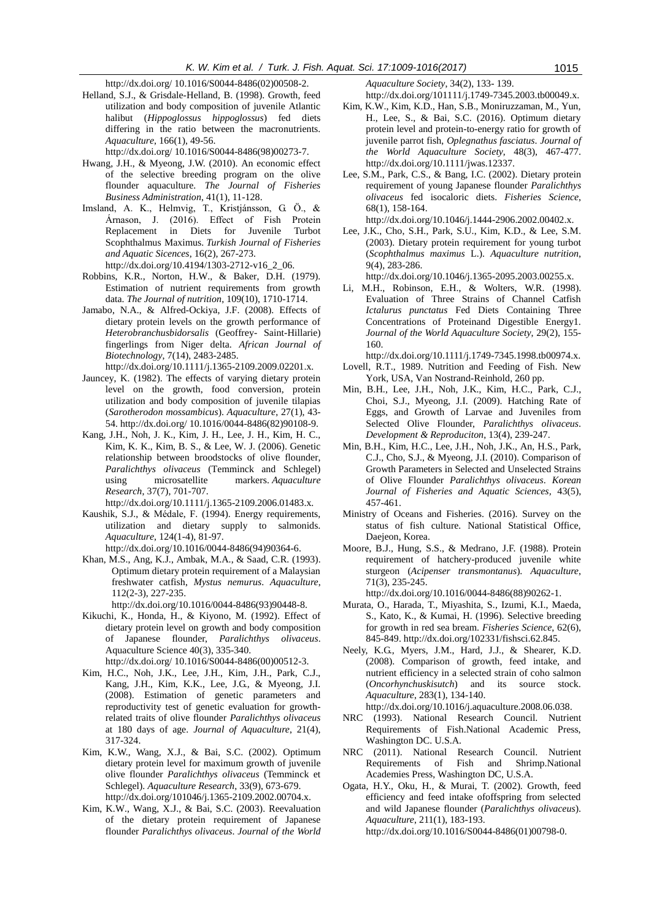http://dx.doi.org/ 10.1016/S0044-8486(02)00508-2.

Helland, S.J., & Grisdale-Helland, B. (1998). Growth, feed utilization and body composition of juvenile Atlantic halibut (*Hippoglossus hippoglossus*) fed diets differing in the ratio between the macronutrients. *Aquaculture*, 166(1), 49-56. http://dx.doi.org/ 10.1016/S0044-8486(98)00273-7.

Hwang, J.H., & Myeong, J.W. (2010). An economic effect of the selective breeding program on the olive flounder aquaculture. *The Journal of Fisheries Business Administration*, 41(1), 11-128.

Imsland, A. K., Helmvig, T., Kristjánsson, G. Ö., & Árnason, J. (2016). Effect of Fish Protein Replacement in Diets for Juvenile Turbot Scophthalmus Maximus. *Turkish Journal of Fisheries and Aquatic Sicences*, 16(2), 267-273. http://dx.doi.org/10.4194/1303-2712-v16_2_06.

Robbins, K.R., Norton, H.W., & Baker, D.H. (1979). Estimation of nutrient requirements from growth data. *The Journal of nutrition*, 109(10), 1710-1714.

Jamabo, N.A., & Alfred-Ockiya, J.F. (2008). Effects of dietary protein levels on the growth performance of *Heterobranchusbidorsalis* (Geoffrey- Saint-Hillarie) fingerlings from Niger delta. *African Journal of Biotechnology*, 7(14), 2483-2485. http://dx.doi.org/10.1111/j.1365-2109.2009.02201.x.

Jauncey, K. (1982). The effects of varying dietary protein level on the growth, food conversion, protein utilization and body composition of juvenile tilapias (*Sarotherodon mossambicus*). *Aquaculture*, 27(1), 43-54. http://dx.doi.org/ 10.1016/0044-8486(82)90108-9.

Kang, J.H., Noh, J. K., Kim, J. H., Lee, J. H., Kim, H. C., Kim, K. K., Kim, B. S., & Lee, W. J. (2006). Genetic relationship between broodstocks of olive flounder, *Paralichthys olivaceus* (Temminck and Schlegel) using microsatellite markers. *Aquaculture Research*, 37(7), 701-707. http://dx.doi.org/10.1111/j.1365-2109.2006.01483.x.

Kaushik, S.J., & Médale, F. (1994). Energy requirements, utilization and dietary supply to salmonids. *Aquaculture*, 124(1-4), 81-97. http://dx.doi.org/10.1016/0044-8486(94)90364-6.

Khan, M.S., Ang, K.J., Ambak, M.A., & Saad, C.R. (1993). Optimum dietary protein requirement of a Malaysian freshwater catfish, *Mystus nemurus*. *Aquaculture*, 112(2-3), 227-235. http://dx.doi.org/10.1016/0044-8486(93)90448-8.

Kikuchi, K., Honda, H., & Kiyono, M. (1992). Effect of dietary protein level on growth and body composition of Japanese flounder, *Paralichthys olivaceus*. Aquaculture Science 40(3), 335-340. http://dx.doi.org/ 10.1016/S0044-8486(00)00512-3.

Kim, H.C., Noh, J.K., Lee, J.H., Kim, J.H., Park, C.J., Kang, J.H., Kim, K.K., Lee, J.G., & Myeong, J.I. (2008). Estimation of genetic parameters and reproductivity test of genetic evaluation for growth-related traits of olive flounder *Paralichthys olivaceus* at 180 days of age. *Journal of Aquaculture*, 21(4), 317-324.

Kim, K.W., Wang, X.J., & Bai, S.C. (2002). Optimum dietary protein level for maximum growth of juvenile olive flounder *Paralichthys olivaceus* (Temminck et Schlegel). *Aquaculture Research*, 33(9), 673-679. http://dx.doi.org/101046/j.1365-2109.2002.00704.x.

Kim, K.W., Wang, X.J., & Bai, S.C. (2003). Reevaluation of the dietary protein requirement of Japanese flounder *Paralichthys olivaceus*. *Journal of the World Aquaculture Society*, 34(2), 133- 139. http://dx.doi.org/101111/j.1749-7345.2003.tb00049.x.

Kim, K.W., Kim, K.D., Han, S.B., Moniruzzaman, M., Yun, H., Lee, S., & Bai, S.C. (2016). Optimum dietary protein level and protein-to-energy ratio for growth of juvenile parrot fish, *Oplegnathus fasciatus*. *Journal of the World Aquaculture Society*, 48(3), 467-477. http://dx.doi.org/10.1111/jwas.12337.

Lee, S.M., Park, C.S., & Bang, I.C. (2002). Dietary protein requirement of young Japanese flounder *Paralichthys olivaceus* fed isocaloric diets. *Fisheries Science*, 68(1), 158-164. http://dx.doi.org/10.1046/j.1444-2906.2002.00402.x.

Lee, J.K., Cho, S.H., Park, S.U., Kim, K.D., & Lee, S.M. (2003). Dietary protein requirement for young turbot (*Scophthalmus maximus* L.). *Aquaculture nutrition*, 9(4), 283-286. http://dx.doi.org/10.1046/j.1365-2095.2003.00255.x.

Li, M.H., Robinson, E.H., & Wolters, W.R. (1998). Evaluation of Three Strains of Channel Catfish *Ictalurus punctatus* Fed Diets Containing Three Concentrations of Proteinand Digestible Energy1. *Journal of the World Aquaculture Society*, 29(2), 155-160. http://dx.doi.org/10.1111/j.1749-7345.1998.tb00974.x.

Lovell, R.T., 1989. Nutrition and Feeding of Fish. New York, USA, Van Nostrand-Reinhold, 260 pp.

Min, B.H., Lee, J.H., Noh, J.K., Kim, H.C., Park, C.J., Choi, S.J., Myeong, J.I. (2009). Hatching Rate of Eggs, and Growth of Larvae and Juveniles from Selected Olive Flounder, *Paralichthys olivaceus*. *Development & Reproduciton*, 13(4), 239-247.

Min, B.H., Kim, H.C., Lee, J.H., Noh, J.K., An, H.S., Park, C.J., Cho, S.J., & Myeong, J.I. (2010). Comparison of Growth Parameters in Selected and Unselected Strains of Olive Flounder *Paralichthys olivaceus*. *Korean Journal of Fisheries and Aquatic Sciences*, 43(5), 457-461.

Ministry of Oceans and Fisheries. (2016). Survey on the status of fish culture. National Statistical Office, Daejeon, Korea.

Moore, B.J., Hung, S.S., & Medrano, J.F. (1988). Protein requirement of hatchery-produced juvenile white sturgeon (*Acipenser transmontanus*). *Aquaculture*, 71(3), 235-245. http://dx.doi.org/10.1016/0044-8486(88)90262-1.

Murata, O., Harada, T., Miyashita, S., Izumi, K.I., Maeda, S., Kato, K., & Kumai, H. (1996). Selective breeding for growth in red sea bream. *Fisheries Science*, 62(6), 845-849. http://dx.doi.org/102331/fishsci.62.845.

Neely, K.G., Myers, J.M., Hard, J.J., & Shearer, K.D. (2008). Comparison of growth, feed intake, and nutrient efficiency in a selected strain of coho salmon (*Oncorhynchuskisutch*) and its source stock. *Aquaculture*, 283(1), 134-140. http://dx.doi.org/10.1016/j.aquaculture.2008.06.038.

NRC (1993). National Research Council. Nutrient Requirements of Fish.National Academic Press, Washington DC. U.S.A.

NRC (2011). National Research Council. Nutrient Requirements of Fish and Shrimp.National Academies Press, Washington DC, U.S.A.

Ogata, H.Y., Oku, H., & Murai, T. (2002). Growth, feed efficiency and feed intake ofoffspring from selected and wild Japanese flounder (*Paralichthys olivaceus*). *Aquaculture*, 211(1), 183-193. http://dx.doi.org/10.1016/S0044-8486(01)00798-0.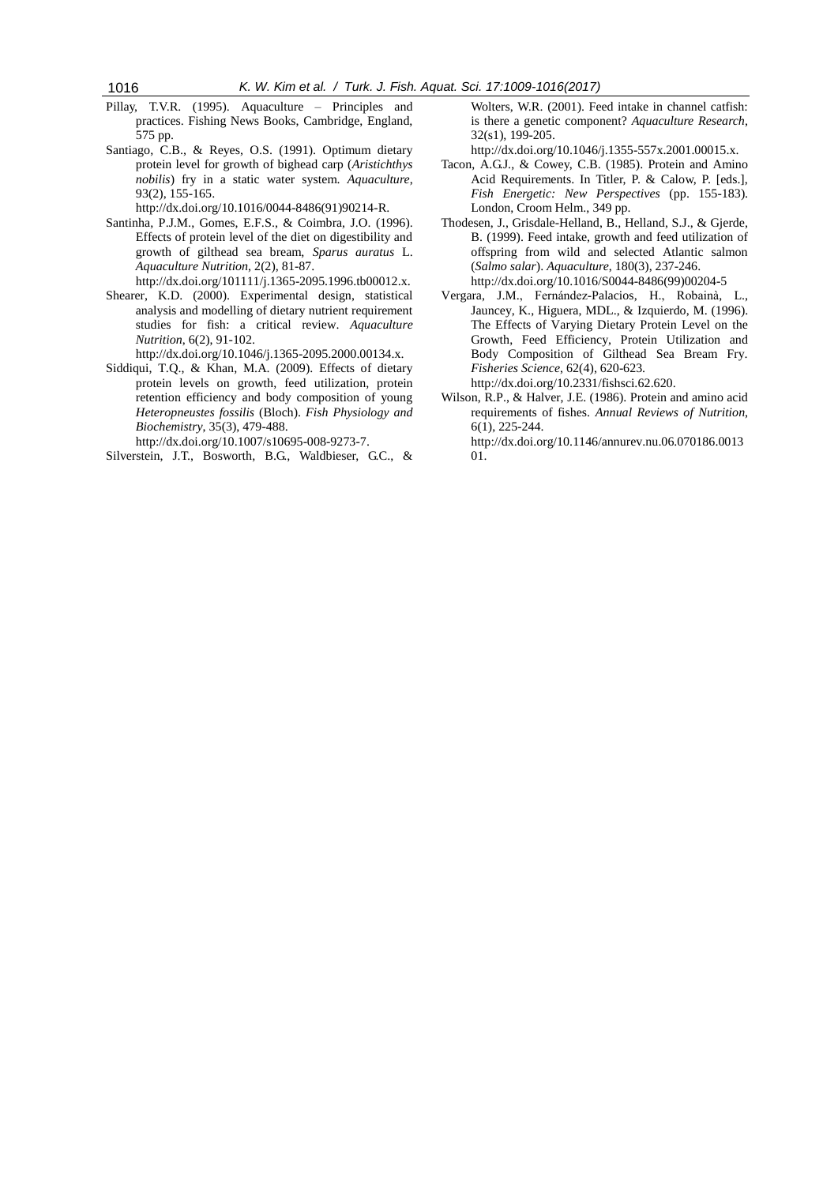Pillay, T.V.R. (1995). Aquaculture – Principles and practices. Fishing News Books, Cambridge, England, 575 pp.

Santiago, C.B., & Reyes, O.S. (1991). Optimum dietary protein level for growth of bighead carp (*Aristichthys nobilis*) fry in a static water system. *Aquaculture*, 93(2), 155-165. http://dx.doi.org/10.1016/0044-8486(91)90214-R.

Santinha, P.J.M., Gomes, E.F.S., & Coimbra, J.O. (1996). Effects of protein level of the diet on digestibility and growth of gilthead sea bream, *Sparus auratus* L. *Aquaculture Nutrition*, 2(2), 81-87. http://dx.doi.org/101111/j.1365-2095.1996.tb00012.x.

Shearer, K.D. (2000). Experimental design, statistical analysis and modelling of dietary nutrient requirement studies for fish: a critical review. *Aquaculture Nutrition*, 6(2), 91-102. http://dx.doi.org/10.1046/j.1365-2095.2000.00134.x.

Siddiqui, T.Q., & Khan, M.A. (2009). Effects of dietary protein levels on growth, feed utilization, protein retention efficiency and body composition of young *Heteropneustes fossilis* (Bloch). *Fish Physiology and Biochemistry*, 35(3), 479-488. http://dx.doi.org/10.1007/s10695-008-9273-7.

Silverstein, J.T., Bosworth, B.G., Waldbieser, G.C., & Wolters, W.R. (2001). Feed intake in channel catfish: is there a genetic component? *Aquaculture Research*, 32(s1), 199-205. http://dx.doi.org/10.1046/j.1355-557x.2001.00015.x.

Tacon, A.G.J., & Cowey, C.B. (1985). Protein and Amino Acid Requirements. In Titler, P. & Calow, P. [eds.], *Fish Energetic: New Perspectives* (pp. 155-183). London, Croom Helm., 349 pp.

Thodesen, J., Grisdale-Helland, B., Helland, S.J., & Gjerde, B. (1999). Feed intake, growth and feed utilization of offspring from wild and selected Atlantic salmon (*Salmo salar*). *Aquaculture*, 180(3), 237-246. http://dx.doi.org/10.1016/S0044-8486(99)00204-5

Vergara, J.M., Fernández-Palacios, H., Robainà, L., Jauncey, K., Higuera, MDL., & Izquierdo, M. (1996). The Effects of Varying Dietary Protein Level on the Growth, Feed Efficiency, Protein Utilization and Body Composition of Gilthead Sea Bream Fry. *Fisheries Science*, 62(4), 620-623. http://dx.doi.org/10.2331/fishsci.62.620.

Wilson, R.P., & Halver, J.E. (1986). Protein and amino acid requirements of fishes. *Annual Reviews of Nutrition*, 6(1), 225-244. http://dx.doi.org/10.1146/annurev.nu.06.070186.001301.